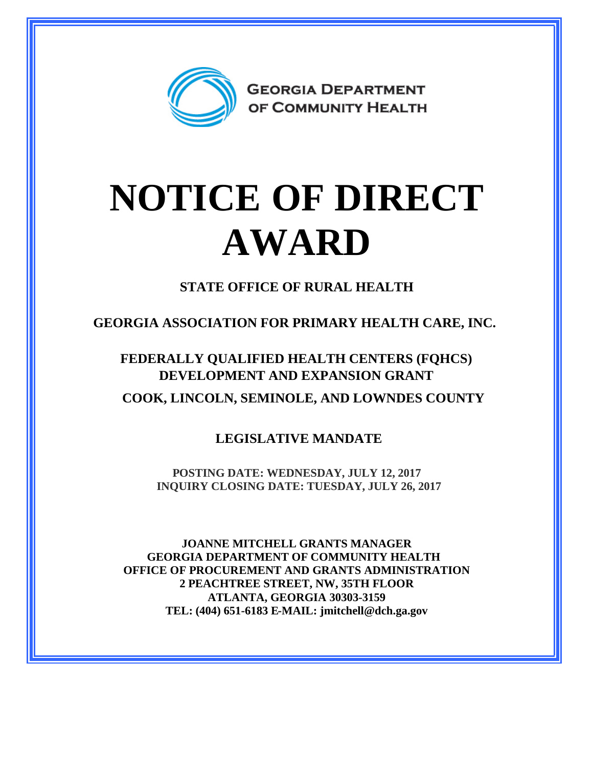GEORGIA DEPARTMENT OF COMMUNITY HEALTH

# NOTICE OF DIRECT AWARD

**STATE OFFICE OF RURAL HEALTH**

**GEORGIA ASSOCIATION FOR PRIMARY HEALTH CARE, INC.**

**FEDERALLY QUALIFIED HEALTH CENTERS (FQHCS) DEVELOPMENT AND EXPANSION GRANT**

**COOK, LINCOLN, SEMINOLE, AND LOWNDES COUNTY**

**LEGISLATIVE MANDATE**

**POSTING DATE: WEDNESDAY, JULY 12, 2017**
**INQUIRY CLOSING DATE: TUESDAY, JULY 26, 2017**

**JOANNE MITCHELL GRANTS MANAGER**
**GEORGIA DEPARTMENT OF COMMUNITY HEALTH**
**OFFICE OF PROCUREMENT AND GRANTS ADMINISTRATION**
**2 PEACHTREE STREET, NW, 35TH FLOOR**
**ATLANTA, GEORGIA 30303-3159**
**TEL: (404) 651-6183 E-MAIL: jmitchell@dch.ga.gov**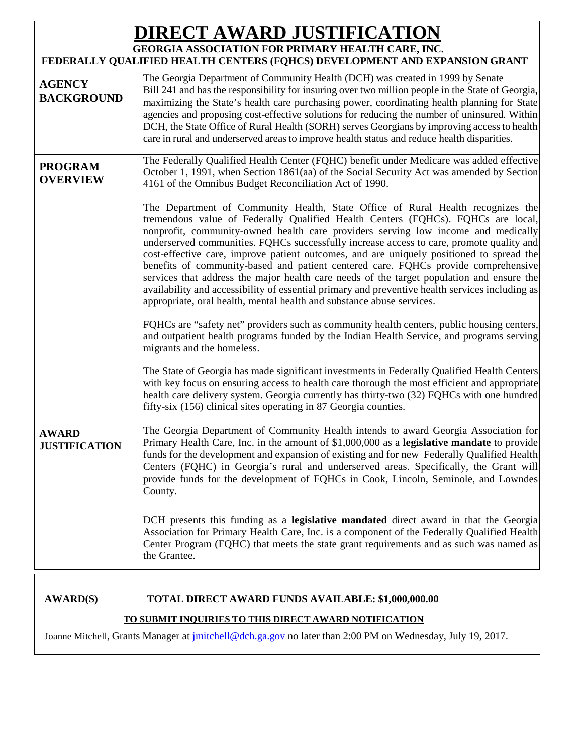# DIRECT AWARD JUSTIFICATION

**GEORGIA ASSOCIATION FOR PRIMARY HEALTH CARE, INC.**

**FEDERALLY QUALIFIED HEALTH CENTERS (FQHCS) DEVELOPMENT AND EXPANSION GRANT**

| | |
|---|---|
| **AGENCY BACKGROUND** | The Georgia Department of Community Health (DCH) was created in 1999 by Senate Bill 241 and has the responsibility for insuring over two million people in the State of Georgia, maximizing the State's health care purchasing power, coordinating health planning for State agencies and proposing cost-effective solutions for reducing the number of uninsured. Within DCH, the State Office of Rural Health (SORH) serves Georgians by improving access to health care in rural and underserved areas to improve health status and reduce health disparities. |
| **PROGRAM OVERVIEW** | The Federally Qualified Health Center (FQHC) benefit under Medicare was added effective October 1, 1991, when Section 1861(aa) of the Social Security Act was amended by Section 4161 of the Omnibus Budget Reconciliation Act of 1990.<br><br>The Department of Community Health, State Office of Rural Health recognizes the tremendous value of Federally Qualified Health Centers (FQHCs). FQHCs are local, nonprofit, community-owned health care providers serving low income and medically underserved communities. FQHCs successfully increase access to care, promote quality and cost-effective care, improve patient outcomes, and are uniquely positioned to spread the benefits of community-based and patient centered care. FQHCs provide comprehensive services that address the major health care needs of the target population and ensure the availability and accessibility of essential primary and preventive health services including as appropriate, oral health, mental health and substance abuse services.<br><br>FQHCs are "safety net" providers such as community health centers, public housing centers, and outpatient health programs funded by the Indian Health Service, and programs serving migrants and the homeless.<br><br>The State of Georgia has made significant investments in Federally Qualified Health Centers with key focus on ensuring access to health care thorough the most efficient and appropriate health care delivery system. Georgia currently has thirty-two (32) FQHCs with one hundred fifty-six (156) clinical sites operating in 87 Georgia counties. |
| **AWARD JUSTIFICATION** | The Georgia Department of Community Health intends to award Georgia Association for Primary Health Care, Inc. in the amount of $1,000,000 as a **legislative mandate** to provide funds for the development and expansion of existing and for new Federally Qualified Health Centers (FQHC) in Georgia's rural and underserved areas. Specifically, the Grant will provide funds for the development of FQHCs in Cook, Lincoln, Seminole, and Lowndes County.<br><br>DCH presents this funding as a **legislative mandated** direct award in that the Georgia Association for Primary Health Care, Inc. is a component of the Federally Qualified Health Center Program (FQHC) that meets the state grant requirements and as such was named as the Grantee. |
| **AWARD(S)** | **TOTAL DIRECT AWARD FUNDS AVAILABLE: $1,000,000.00** |

**TO SUBMIT INQUIRIES TO THIS DIRECT AWARD NOTIFICATION**

Joanne Mitchell, Grants Manager at jmitchell@dch.ga.gov no later than 2:00 PM on Wednesday, July 19, 2017.